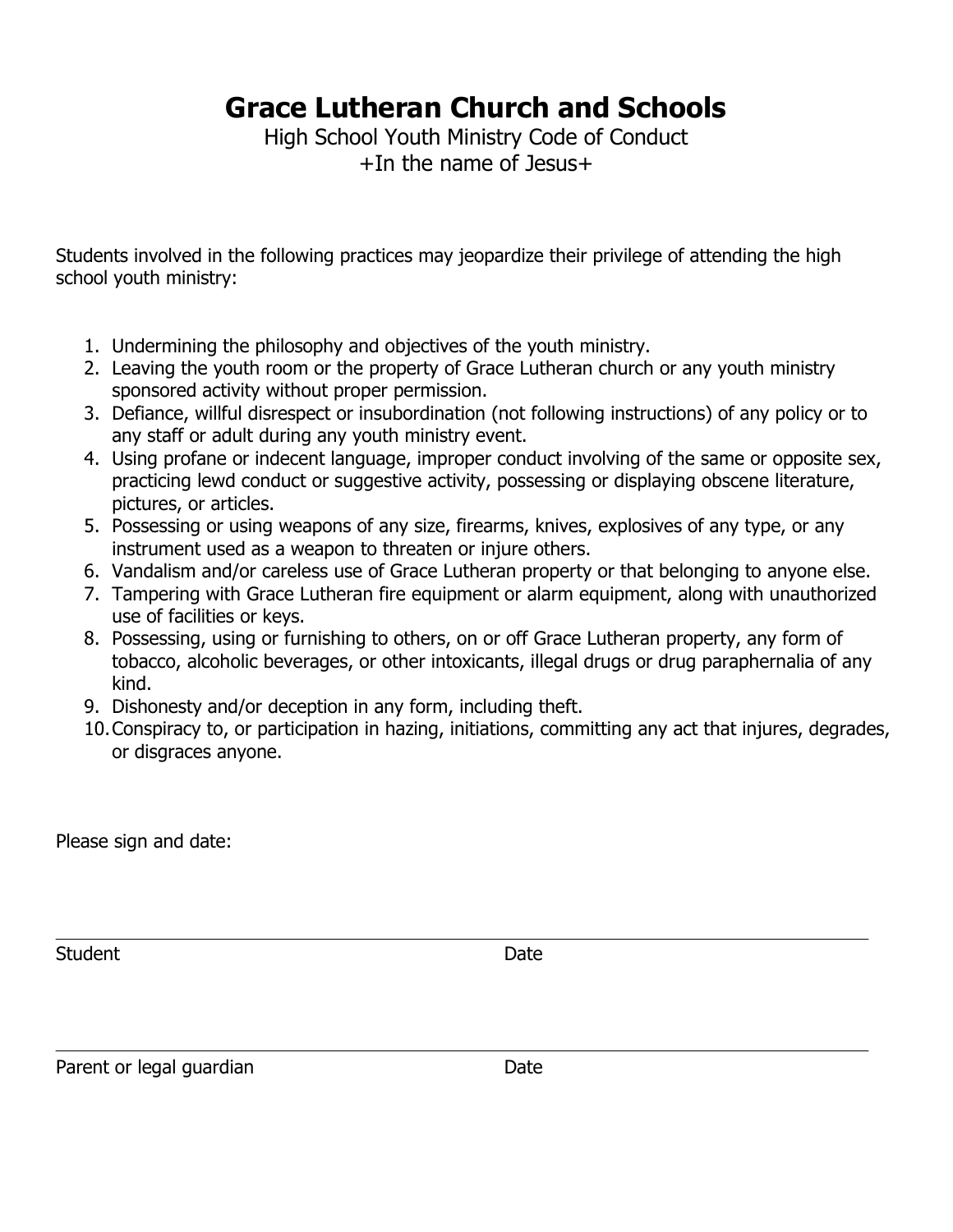# Grace Lutheran Church and Schools

High School Youth Ministry Code of Conduct
+In the name of Jesus+

Students involved in the following practices may jeopardize their privilege of attending the high school youth ministry:

1. Undermining the philosophy and objectives of the youth ministry.
2. Leaving the youth room or the property of Grace Lutheran church or any youth ministry sponsored activity without proper permission.
3. Defiance, willful disrespect or insubordination (not following instructions) of any policy or to any staff or adult during any youth ministry event.
4. Using profane or indecent language, improper conduct involving of the same or opposite sex, practicing lewd conduct or suggestive activity, possessing or displaying obscene literature, pictures, or articles.
5. Possessing or using weapons of any size, firearms, knives, explosives of any type, or any instrument used as a weapon to threaten or injure others.
6. Vandalism and/or careless use of Grace Lutheran property or that belonging to anyone else.
7. Tampering with Grace Lutheran fire equipment or alarm equipment, along with unauthorized use of facilities or keys.
8. Possessing, using or furnishing to others, on or off Grace Lutheran property, any form of tobacco, alcoholic beverages, or other intoxicants, illegal drugs or drug paraphernalia of any kind.
9. Dishonesty and/or deception in any form, including theft.
10. Conspiracy to, or participation in hazing, initiations, committing any act that injures, degrades, or disgraces anyone.

Please sign and date:

\_\_\_\_\_\_\_\_\_\_\_\_\_\_\_\_\_\_\_\_\_\_\_\_\_\_\_\_\_\_\_\_\_\_\_\_\_\_\_\_\_\_\_\_\_\_\_\_\_\_\_\_\_\_\_\_\_\_

Student &nbsp;&nbsp;&nbsp;&nbsp;&nbsp;&nbsp;&nbsp;&nbsp;&nbsp;&nbsp;&nbsp;&nbsp;&nbsp;&nbsp;&nbsp;&nbsp;&nbsp;&nbsp;&nbsp;&nbsp;&nbsp;&nbsp;&nbsp;&nbsp;&nbsp;&nbsp;&nbsp;&nbsp;&nbsp;&nbsp; Date

\_\_\_\_\_\_\_\_\_\_\_\_\_\_\_\_\_\_\_\_\_\_\_\_\_\_\_\_\_\_\_\_\_\_\_\_\_\_\_\_\_\_\_\_\_\_\_\_\_\_\_\_\_\_\_\_\_\_

Parent or legal guardian &nbsp;&nbsp;&nbsp;&nbsp;&nbsp;&nbsp;&nbsp;&nbsp;&nbsp;&nbsp;&nbsp;&nbsp;&nbsp;&nbsp; Date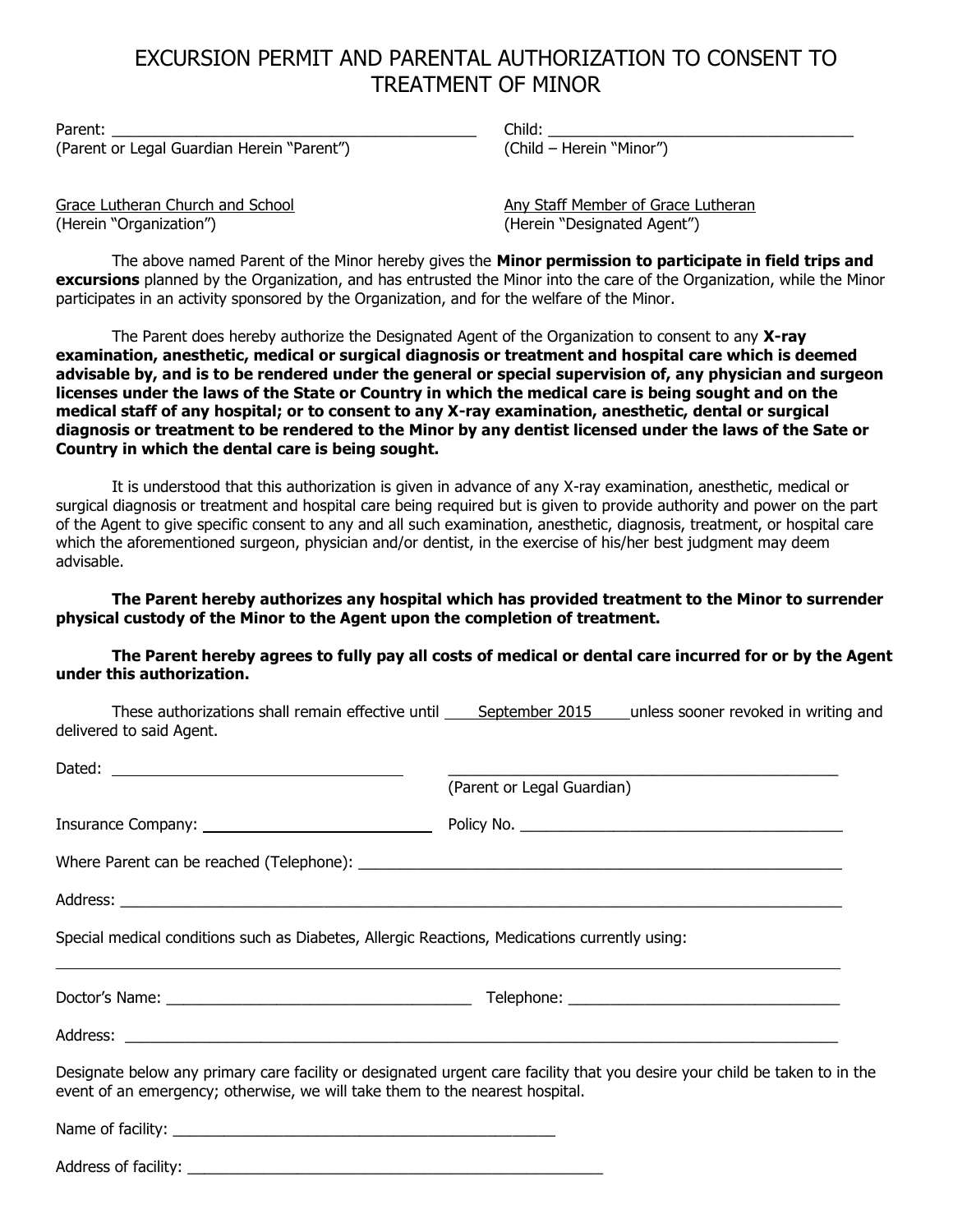# EXCURSION PERMIT AND PARENTAL AUTHORIZATION TO CONSENT TO TREATMENT OF MINOR

Parent: ____________________________________________
(Parent or Legal Guardian Herein "Parent")

Child: ____________________________________
(Child – Herein "Minor")

Grace Lutheran Church and School
(Herein "Organization")

Any Staff Member of Grace Lutheran
(Herein "Designated Agent")

The above named Parent of the Minor hereby gives the **Minor permission to participate in field trips and excursions** planned by the Organization, and has entrusted the Minor into the care of the Organization, while the Minor participates in an activity sponsored by the Organization, and for the welfare of the Minor.

The Parent does hereby authorize the Designated Agent of the Organization to consent to any **X-ray examination, anesthetic, medical or surgical diagnosis or treatment and hospital care which is deemed advisable by, and is to be rendered under the general or special supervision of, any physician and surgeon licenses under the laws of the State or Country in which the medical care is being sought and on the medical staff of any hospital; or to consent to any X-ray examination, anesthetic, dental or surgical diagnosis or treatment to be rendered to the Minor by any dentist licensed under the laws of the Sate or Country in which the dental care is being sought.**

It is understood that this authorization is given in advance of any X-ray examination, anesthetic, medical or surgical diagnosis or treatment and hospital care being required but is given to provide authority and power on the part of the Agent to give specific consent to any and all such examination, anesthetic, diagnosis, treatment, or hospital care which the aforementioned surgeon, physician and/or dentist, in the exercise of his/her best judgment may deem advisable.

**The Parent hereby authorizes any hospital which has provided treatment to the Minor to surrender physical custody of the Minor to the Agent upon the completion of treatment.**

**The Parent hereby agrees to fully pay all costs of medical or dental care incurred for or by the Agent under this authorization.**

These authorizations shall remain effective until September 2015 unless sooner revoked in writing and delivered to said Agent.

Dated: ______________________________ ______________________________________
(Parent or Legal Guardian)

Insurance Company: ________________________ Policy No. ____________________________________

Where Parent can be reached (Telephone): ________________________________________________

Address: ____________________________________________________________________________

Special medical conditions such as Diabetes, Allergic Reactions, Medications currently using:

______________________________________________________________________________________

Doctor's Name: __________________________________ Telephone: ______________________________

Address: ____________________________________________________________________________

Designate below any primary care facility or designated urgent care facility that you desire your child be taken to in the event of an emergency; otherwise, we will take them to the nearest hospital.

Name of facility: ____________________________________________

Address of facility: ________________________________________________